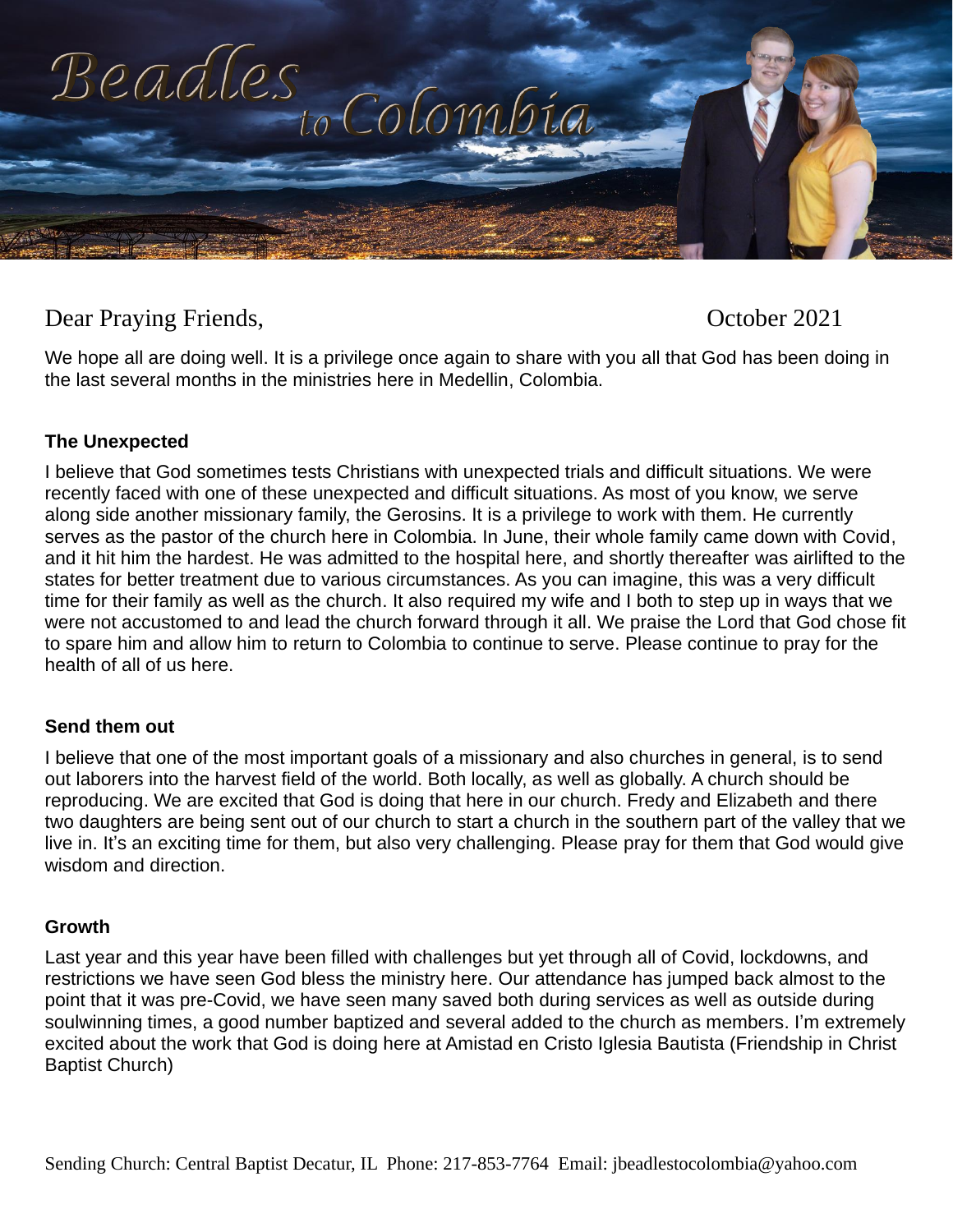# Beadles to Colombia

Dear Praying Friends, October 2021

We hope all are doing well. It is a privilege once again to share with you all that God has been doing in the last several months in the ministries here in Medellin, Colombia.

**The Unexpected**

I believe that God sometimes tests Christians with unexpected trials and difficult situations. We were recently faced with one of these unexpected and difficult situations. As most of you know, we serve along side another missionary family, the Gerosins. It is a privilege to work with them. He currently serves as the pastor of the church here in Colombia. In June, their whole family came down with Covid, and it hit him the hardest. He was admitted to the hospital here, and shortly thereafter was airlifted to the states for better treatment due to various circumstances. As you can imagine, this was a very difficult time for their family as well as the church. It also required my wife and I both to step up in ways that we were not accustomed to and lead the church forward through it all. We praise the Lord that God chose fit to spare him and allow him to return to Colombia to continue to serve. Please continue to pray for the health of all of us here.

**Send them out**

I believe that one of the most important goals of a missionary and also churches in general, is to send out laborers into the harvest field of the world. Both locally, as well as globally. A church should be reproducing. We are excited that God is doing that here in our church. Fredy and Elizabeth and there two daughters are being sent out of our church to start a church in the southern part of the valley that we live in. It's an exciting time for them, but also very challenging. Please pray for them that God would give wisdom and direction.

**Growth**

Last year and this year have been filled with challenges but yet through all of Covid, lockdowns, and restrictions we have seen God bless the ministry here. Our attendance has jumped back almost to the point that it was pre-Covid, we have seen many saved both during services as well as outside during soulwinning times, a good number baptized and several added to the church as members. I'm extremely excited about the work that God is doing here at Amistad en Cristo Iglesia Bautista (Friendship in Christ Baptist Church)

Sending Church: Central Baptist Decatur, IL Phone: 217-853-7764 Email: jbeadlestocolombia@yahoo.com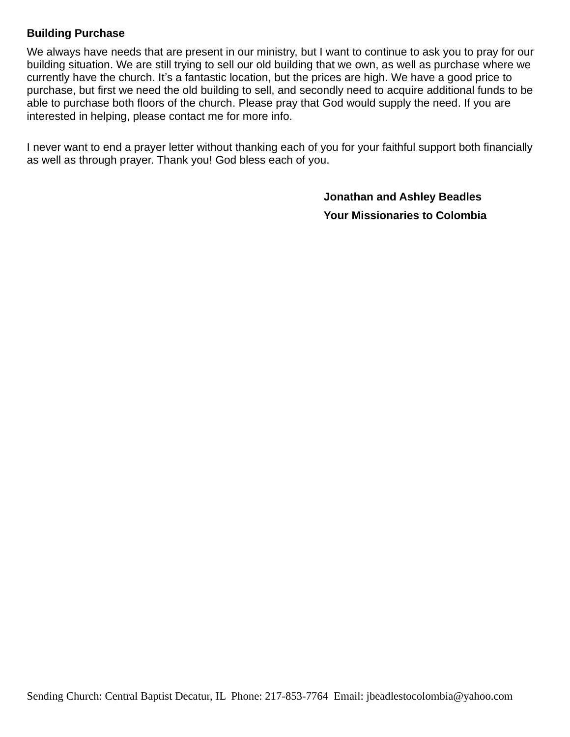**Building Purchase**

We always have needs that are present in our ministry, but I want to continue to ask you to pray for our building situation. We are still trying to sell our old building that we own, as well as purchase where we currently have the church. It's a fantastic location, but the prices are high. We have a good price to purchase, but first we need the old building to sell, and secondly need to acquire additional funds to be able to purchase both floors of the church. Please pray that God would supply the need. If you are interested in helping, please contact me for more info.

I never want to end a prayer letter without thanking each of you for your faithful support both financially as well as through prayer. Thank you! God bless each of you.

**Jonathan and Ashley Beadles**

**Your Missionaries to Colombia**

Sending Church: Central Baptist Decatur, IL Phone: 217-853-7764 Email: jbeadlestocolombia@yahoo.com